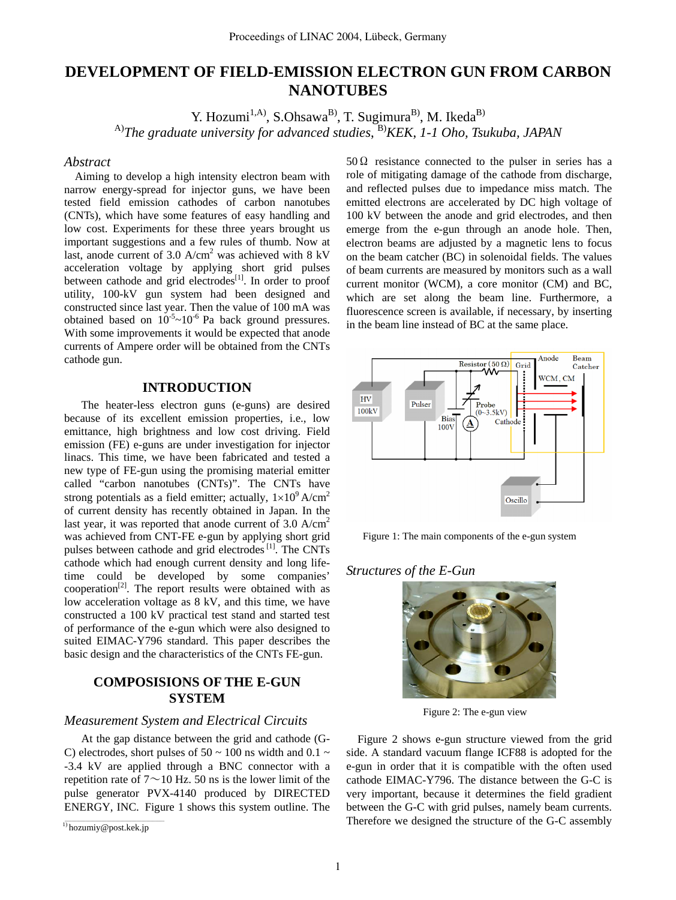# DEVELOPMENT OF FIELD-EMISSION ELECTRON GUN FROM CARBON NANOTUBES

Y. Hozumi[1,A)], S.Ohsawa[B)], T. Sugimura[B)], M. Ikeda[B)]

[A)]*The graduate university for advanced studies*, [B)]*KEK, 1-1 Oho, Tsukuba, JAPAN*

## *Abstract*

Aiming to develop a high intensity electron beam with narrow energy-spread for injector guns, we have been tested field emission cathodes of carbon nanotubes (CNTs), which have some features of easy handling and low cost. Experiments for these three years brought us important suggestions and a few rules of thumb. Now at last, anode current of 3.0 A/cm$^2$ was achieved with 8 kV acceleration voltage by applying short grid pulses between cathode and grid electrodes[1]. In order to proof utility, 100-kV gun system had been designed and constructed since last year. Then the value of 100 mA was obtained based on $10^{-5}$~$10^{-6}$ Pa back ground pressures. With some improvements it would be expected that anode currents of Ampere order will be obtained from the CNTs cathode gun.

## INTRODUCTION

The heater-less electron guns (e-guns) are desired because of its excellent emission properties, i.e., low emittance, high brightness and low cost driving. Field emission (FE) e-guns are under investigation for injector linacs. This time, we have been fabricated and tested a new type of FE-gun using the promising material emitter called "carbon nanotubes (CNTs)". The CNTs have strong potentials as a field emitter; actually, $1\times10^9$ A/cm$^2$ of current density has recently obtained in Japan. In the last year, it was reported that anode current of 3.0 A/cm$^2$ was achieved from CNT-FE e-gun by applying short grid pulses between cathode and grid electrodes[1]. The CNTs cathode which had enough current density and long life-time could be developed by some companies' cooperation[2]. The report results were obtained with as low acceleration voltage as 8 kV, and this time, we have constructed a 100 kV practical test stand and started test of performance of the e-gun which were also designed to suited EIMAC-Y796 standard. This paper describes the basic design and the characteristics of the CNTs FE-gun.

## COMPOSISIONS OF THE E-GUN SYSTEM

### *Measurement System and Electrical Circuits*

At the gap distance between the grid and cathode (G-C) electrodes, short pulses of 50 ~ 100 ns width and 0.1 ~ -3.4 kV are applied through a BNC connector with a repetition rate of 7～10 Hz. 50 ns is the lower limit of the pulse generator PVX-4140 produced by DIRECTED ENERGY, INC. Figure 1 shows this system outline. The 50 Ω resistance connected to the pulser in series has a role of mitigating damage of the cathode from discharge, and reflected pulses due to impedance miss match. The emitted electrons are accelerated by DC high voltage of 100 kV between the anode and grid electrodes, and then emerge from the e-gun through an anode hole. Then, electron beams are adjusted by a magnetic lens to focus on the beam catcher (BC) in solenoidal fields. The values of beam currents are measured by monitors such as a wall current monitor (WCM), a core monitor (CM) and BC, which are set along the beam line. Furthermore, a fluorescence screen is available, if necessary, by inserting in the beam line instead of BC at the same place.

Figure 1: The main components of the e-gun system

### *Structures of the E-Gun*

Figure 2: The e-gun view

Figure 2 shows e-gun structure viewed from the grid side. A standard vacuum flange ICF88 is adopted for the e-gun in order that it is compatible with the often used cathode EIMAC-Y796. The distance between the G-C is very important, because it determines the field gradient between the G-C with grid pulses, namely beam currents. Therefore we designed the structure of the G-C assembly

[1)] hozumiy@post.kek.jp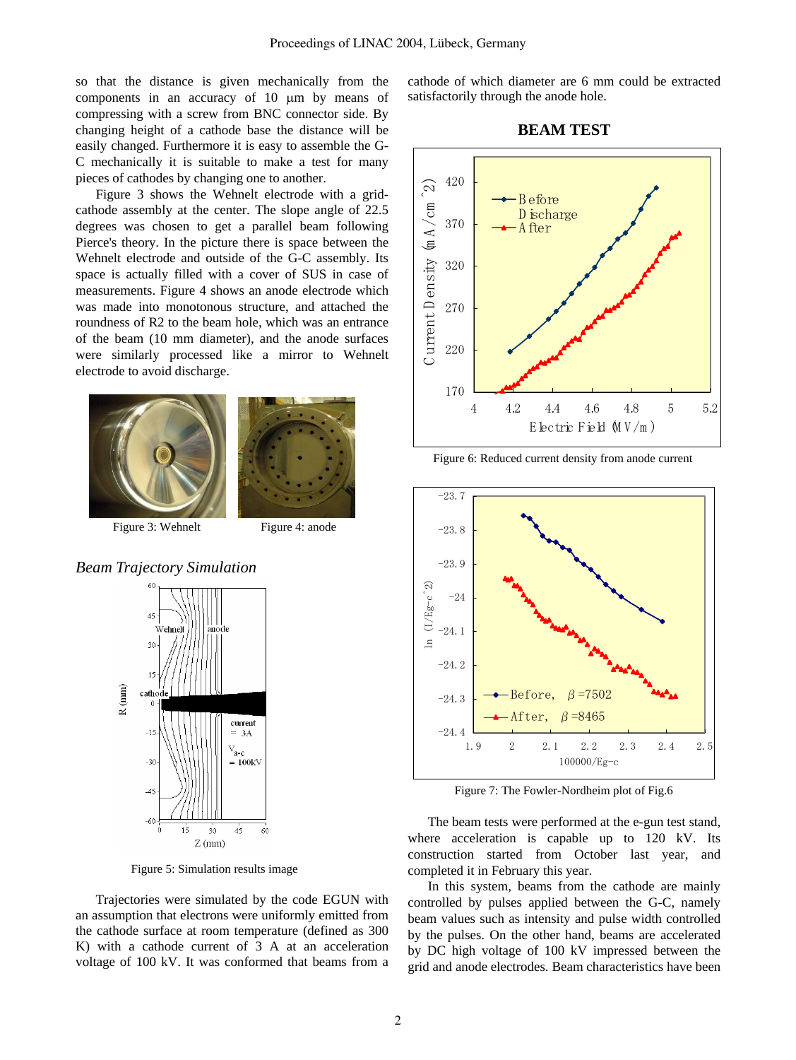so that the distance is given mechanically from the components in an accuracy of 10 μm by means of compressing with a screw from BNC connector side. By changing height of a cathode base the distance will be easily changed. Furthermore it is easy to assemble the G-C mechanically it is suitable to make a test for many pieces of cathodes by changing one to another.

Figure 3 shows the Wehnelt electrode with a grid-cathode assembly at the center. The slope angle of 22.5 degrees was chosen to get a parallel beam following Pierce's theory. In the picture there is space between the Wehnelt electrode and outside of the G-C assembly. Its space is actually filled with a cover of SUS in case of measurements. Figure 4 shows an anode electrode which was made into monotonous structure, and attached the roundness of R2 to the beam hole, which was an entrance of the beam (10 mm diameter), and the anode surfaces were similarly processed like a mirror to Wehnelt electrode to avoid discharge.

Figure 3: Wehnelt

Figure 4: anode

### *Beam Trajectory Simulation*

Figure 5: Simulation results image

Trajectories were simulated by the code EGUN with an assumption that electrons were uniformly emitted from the cathode surface at room temperature (defined as 300 K) with a cathode current of 3 A at an acceleration voltage of 100 kV. It was conformed that beams from a cathode of which diameter are 6 mm could be extracted satisfactorily through the anode hole.

## BEAM TEST

Figure 6: Reduced current density from anode current

Figure 7: The Fowler-Nordheim plot of Fig.6

The beam tests were performed at the e-gun test stand, where acceleration is capable up to 120 kV. Its construction started from October last year, and completed it in February this year.

In this system, beams from the cathode are mainly controlled by pulses applied between the G-C, namely beam values such as intensity and pulse width controlled by the pulses. On the other hand, beams are accelerated by DC high voltage of 100 kV impressed between the grid and anode electrodes. Beam characteristics have been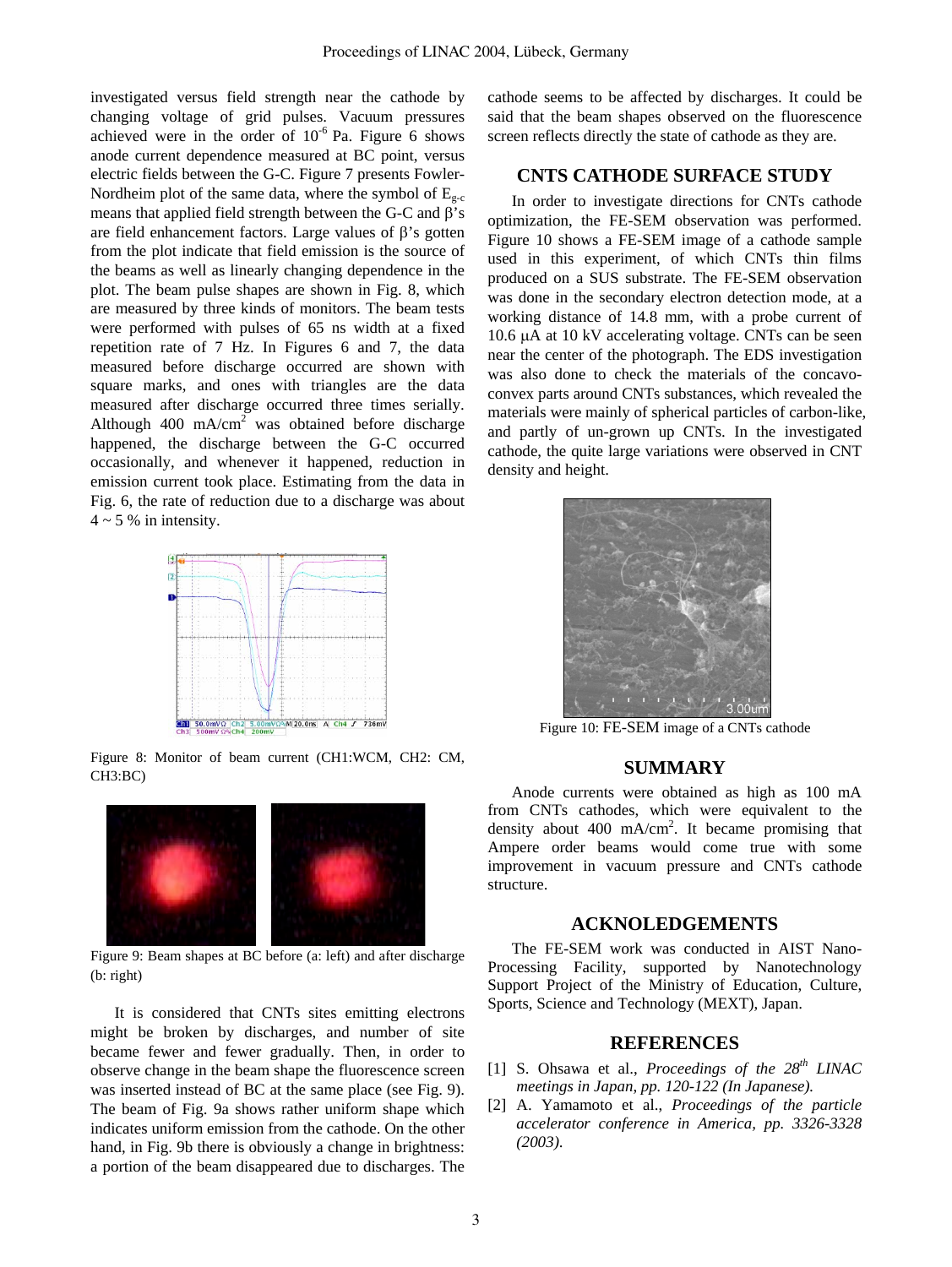investigated versus field strength near the cathode by changing voltage of grid pulses. Vacuum pressures achieved were in the order of $10^{-6}$ Pa. Figure 6 shows anode current dependence measured at BC point, versus electric fields between the G-C. Figure 7 presents Fowler-Nordheim plot of the same data, where the symbol of $E_{g-c}$ means that applied field strength between the G-C and β's are field enhancement factors. Large values of β's gotten from the plot indicate that field emission is the source of the beams as well as linearly changing dependence in the plot. The beam pulse shapes are shown in Fig. 8, which are measured by three kinds of monitors. The beam tests were performed with pulses of 65 ns width at a fixed repetition rate of 7 Hz. In Figures 6 and 7, the data measured before discharge occurred are shown with square marks, and ones with triangles are the data measured after discharge occurred three times serially. Although 400 mA/cm$^2$ was obtained before discharge happened, the discharge between the G-C occurred occasionally, and whenever it happened, reduction in emission current took place. Estimating from the data in Fig. 6, the rate of reduction due to a discharge was about 4 ~ 5 % in intensity.

Figure 8: Monitor of beam current (CH1:WCM, CH2: CM, CH3:BC)

Figure 9: Beam shapes at BC before (a: left) and after discharge (b: right)

It is considered that CNTs sites emitting electrons might be broken by discharges, and number of site became fewer and fewer gradually. Then, in order to observe change in the beam shape the fluorescence screen was inserted instead of BC at the same place (see Fig. 9). The beam of Fig. 9a shows rather uniform shape which indicates uniform emission from the cathode. On the other hand, in Fig. 9b there is obviously a change in brightness: a portion of the beam disappeared due to discharges. The cathode seems to be affected by discharges. It could be said that the beam shapes observed on the fluorescence screen reflects directly the state of cathode as they are.

## CNTS CATHODE SURFACE STUDY

In order to investigate directions for CNTs cathode optimization, the FE-SEM observation was performed. Figure 10 shows a FE-SEM image of a cathode sample used in this experiment, of which CNTs thin films produced on a SUS substrate. The FE-SEM observation was done in the secondary electron detection mode, at a working distance of 14.8 mm, with a probe current of 10.6 μA at 10 kV accelerating voltage. CNTs can be seen near the center of the photograph. The EDS investigation was also done to check the materials of the concavo-convex parts around CNTs substances, which revealed the materials were mainly of spherical particles of carbon-like, and partly of un-grown up CNTs. In the investigated cathode, the quite large variations were observed in CNT density and height.

Figure 10: FE-SEM image of a CNTs cathode

## SUMMARY

Anode currents were obtained as high as 100 mA from CNTs cathodes, which were equivalent to the density about 400 mA/cm$^2$. It became promising that Ampere order beams would come true with some improvement in vacuum pressure and CNTs cathode structure.

## ACKNOLEDGEMENTS

The FE-SEM work was conducted in AIST Nano-Processing Facility, supported by Nanotechnology Support Project of the Ministry of Education, Culture, Sports, Science and Technology (MEXT), Japan.

## REFERENCES

[1] S. Ohsawa et al., *Proceedings of the 28th LINAC meetings in Japan, pp. 120-122 (In Japanese).*

[2] A. Yamamoto et al., *Proceedings of the particle accelerator conference in America, pp. 3326-3328 (2003).*